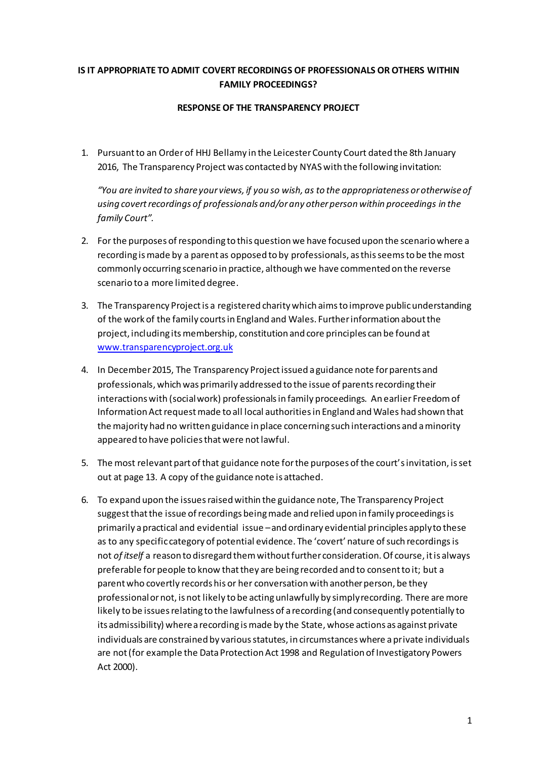**IS IT APPROPRIATE TO ADMIT COVERT RECORDINGS OF PROFESSIONALS OR OTHERS WITHIN FAMILY PROCEEDINGS?**

**RESPONSE OF THE TRANSPARENCY PROJECT**

1. Pursuant to an Order of HHJ Bellamy in the Leicester County Court dated the 8th January 2016, The Transparency Project was contacted by NYAS with the following invitation:

   *"You are invited to share your views, if you so wish, as to the appropriateness or otherwise of using covert recordings of professionals and/or any other person within proceedings in the family Court".*

2. For the purposes of responding to this question we have focused upon the scenario where a recording is made by a parent as opposed to by professionals, as this seems to be the most commonly occurring scenario in practice, although we have commented on the reverse scenario to a more limited degree.

3. The Transparency Project is a registered charity which aims to improve public understanding of the work of the family courts in England and Wales. Further information about the project, including its membership, constitution and core principles can be found at www.transparencyproject.org.uk

4. In December 2015, The Transparency Project issued a guidance note for parents and professionals, which was primarily addressed to the issue of parents recording their interactions with (social work) professionals in family proceedings. An earlier Freedom of Information Act request made to all local authorities in England and Wales had shown that the majority had no written guidance in place concerning such interactions and a minority appeared to have policies that were not lawful.

5. The most relevant part of that guidance note for the purposes of the court's invitation, is set out at page 13. A copy of the guidance note is attached.

6. To expand upon the issues raised within the guidance note, The Transparency Project suggest that the issue of recordings being made and relied upon in family proceedings is primarily a practical and evidential issue – and ordinary evidential principles apply to these as to any specific category of potential evidence. The 'covert' nature of such recordings is not *of itself* a reason to disregard them without further consideration. Of course, it is always preferable for people to know that they are being recorded and to consent to it; but a parent who covertly records his or her conversation with another person, be they professional or not, is not likely to be acting unlawfully by simply recording. There are more likely to be issues relating to the lawfulness of a recording (and consequently potentially to its admissibility) where a recording is made by the State, whose actions as against private individuals are constrained by various statutes, in circumstances where a private individuals are not (for example the Data Protection Act 1998 and Regulation of Investigatory Powers Act 2000).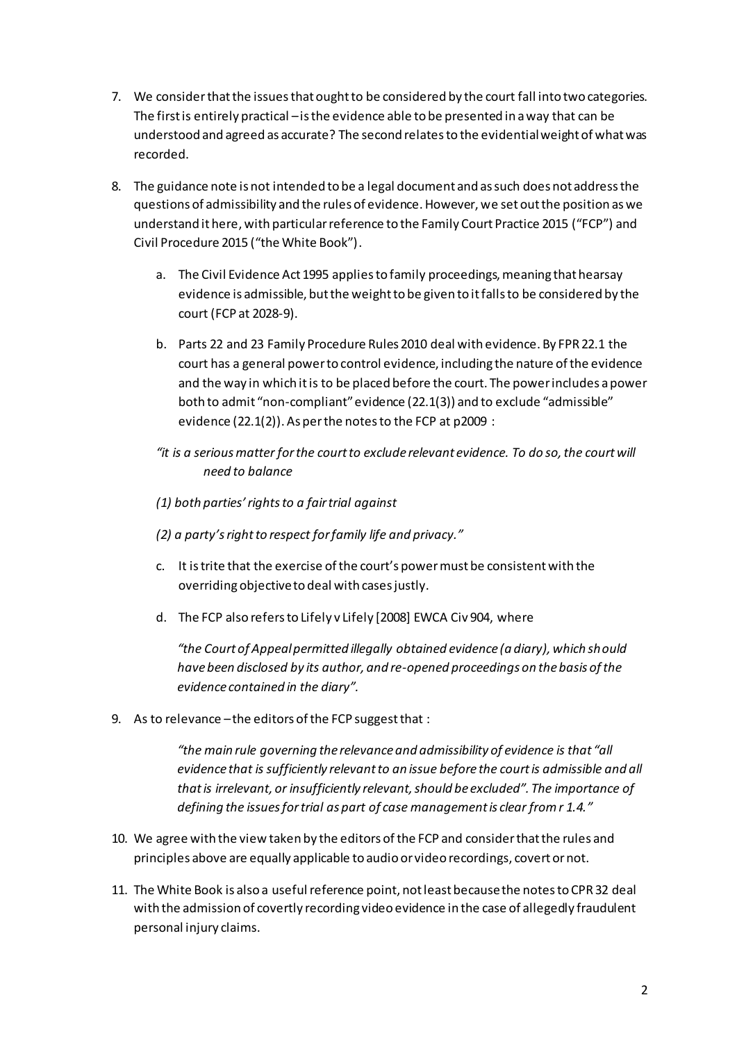7. We consider that the issues that ought to be considered by the court fall into two categories. The first is entirely practical – is the evidence able to be presented in a way that can be understood and agreed as accurate? The second relates to the evidential weight of what was recorded.

8. The guidance note is not intended to be a legal document and as such does not address the questions of admissibility and the rules of evidence. However, we set out the position as we understand it here, with particular reference to the Family Court Practice 2015 ("FCP") and Civil Procedure 2015 ("the White Book").

    a. The Civil Evidence Act 1995 applies to family proceedings, meaning that hearsay evidence is admissible, but the weight to be given to it falls to be considered by the court (FCP at 2028-9).

    b. Parts 22 and 23 Family Procedure Rules 2010 deal with evidence. By FPR 22.1 the court has a general power to control evidence, including the nature of the evidence and the way in which it is to be placed before the court. The power includes a power both to admit "non-compliant" evidence (22.1(3)) and to exclude "admissible" evidence (22.1(2)). As per the notes to the FCP at p2009 :

    *"it is a serious matter for the court to exclude relevant evidence. To do so, the court will need to balance*

    *(1) both parties' rights to a fair trial against*

    *(2) a party's right to respect for family life and privacy."*

    c. It is trite that the exercise of the court's power must be consistent with the overriding objective to deal with cases justly.

    d. The FCP also refers to Lifely v Lifely [2008] EWCA Civ 904, where

    *"the Court of Appeal permitted illegally obtained evidence (a diary), which should have been disclosed by its author, and re-opened proceedings on the basis of the evidence contained in the diary".*

9. As to relevance – the editors of the FCP suggest that :

    *"the main rule governing the relevance and admissibility of evidence is that "all evidence that is sufficiently relevant to an issue before the court is admissible and all that is irrelevant, or insufficiently relevant, should be excluded". The importance of defining the issues for trial as part of case management is clear from r 1.4."*

10. We agree with the view taken by the editors of the FCP and consider that the rules and principles above are equally applicable to audio or video recordings, covert or not.

11. The White Book is also a useful reference point, not least because the notes to CPR 32 deal with the admission of covertly recording video evidence in the case of allegedly fraudulent personal injury claims.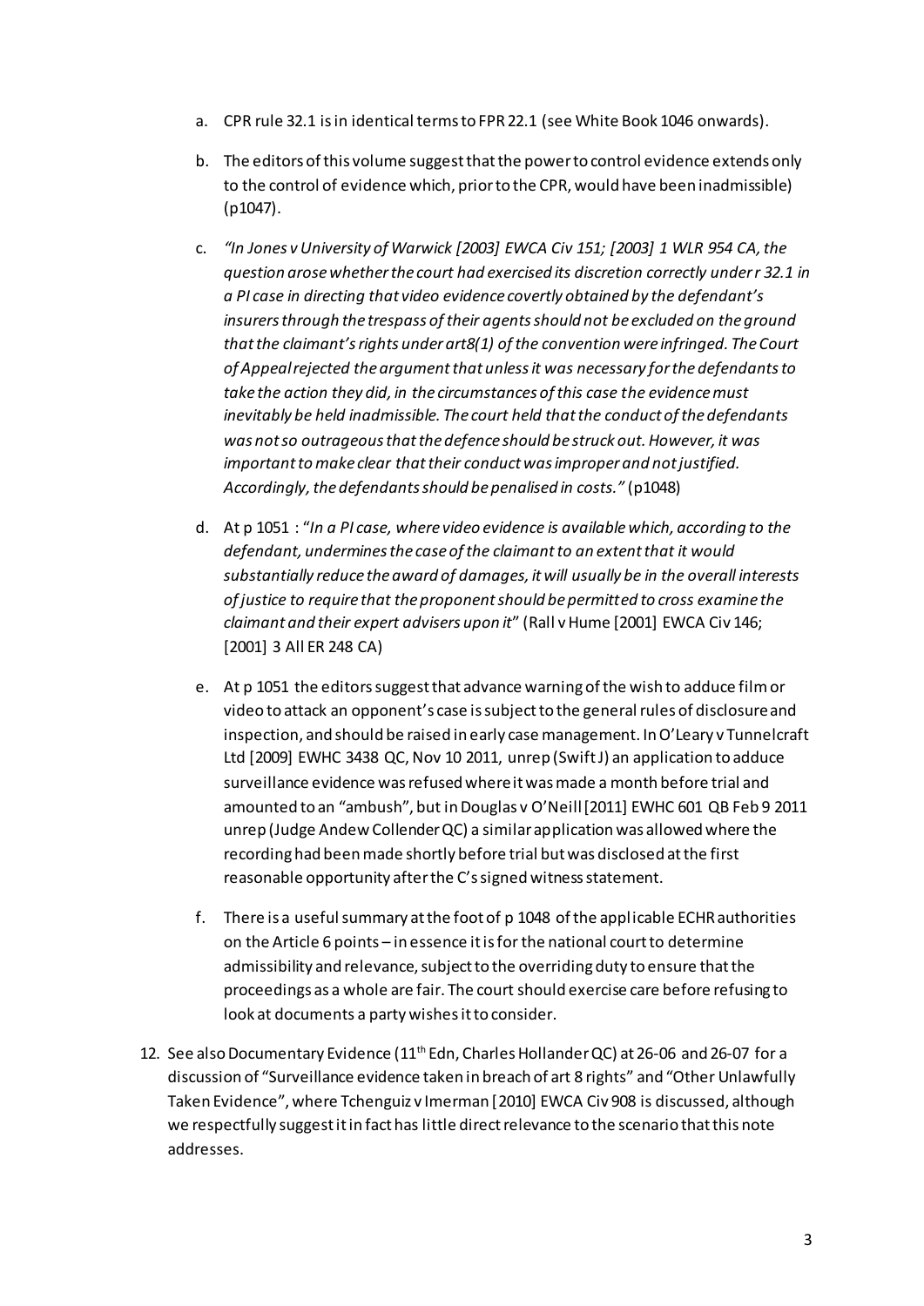a. CPR rule 32.1 is in identical terms to FPR 22.1 (see White Book 1046 onwards).

b. The editors of this volume suggest that the power to control evidence extends only to the control of evidence which, prior to the CPR, would have been inadmissible) (p1047).

c. *"In Jones v University of Warwick [2003] EWCA Civ 151; [2003] 1 WLR 954 CA, the question arose whether the court had exercised its discretion correctly under r 32.1 in a PI case in directing that video evidence covertly obtained by the defendant's insurers through the trespass of their agents should not be excluded on the ground that the claimant's rights under art8(1) of the convention were infringed. The Court of Appeal rejected the argument that unless it was necessary for the defendants to take the action they did, in the circumstances of this case the evidence must inevitably be held inadmissible. The court held that the conduct of the defendants was not so outrageous that the defence should be struck out. However, it was important to make clear that their conduct was improper and not justified. Accordingly, the defendants should be penalised in costs."* (p1048)

d. At p 1051 : "*In a PI case, where video evidence is available which, according to the defendant, undermines the case of the claimant to an extent that it would substantially reduce the award of damages, it will usually be in the overall interests of justice to require that the proponent should be permitted to cross examine the claimant and their expert advisers upon it*" (Rall v Hume [2001] EWCA Civ 146; [2001] 3 All ER 248 CA)

e. At p 1051 the editors suggest that advance warning of the wish to adduce film or video to attack an opponent's case is subject to the general rules of disclosure and inspection, and should be raised in early case management. In O'Leary v Tunnelcraft Ltd [2009] EWHC 3438 QC, Nov 10 2011, unrep (Swift J) an application to adduce surveillance evidence was refused where it was made a month before trial and amounted to an "ambush", but in Douglas v O'Neill [2011] EWHC 601 QB Feb 9 2011 unrep (Judge Andew Collender QC) a similar application was allowed where the recording had been made shortly before trial but was disclosed at the first reasonable opportunity after the C's signed witness statement.

f. There is a useful summary at the foot of p 1048 of the applicable ECHR authorities on the Article 6 points – in essence it is for the national court to determine admissibility and relevance, subject to the overriding duty to ensure that the proceedings as a whole are fair. The court should exercise care before refusing to look at documents a party wishes it to consider.

12. See also Documentary Evidence (11th Edn, Charles Hollander QC) at 26-06 and 26-07 for a discussion of "Surveillance evidence taken in breach of art 8 rights" and "Other Unlawfully Taken Evidence", where Tchenguiz v Imerman [2010] EWCA Civ 908 is discussed, although we respectfully suggest it in fact has little direct relevance to the scenario that this note addresses.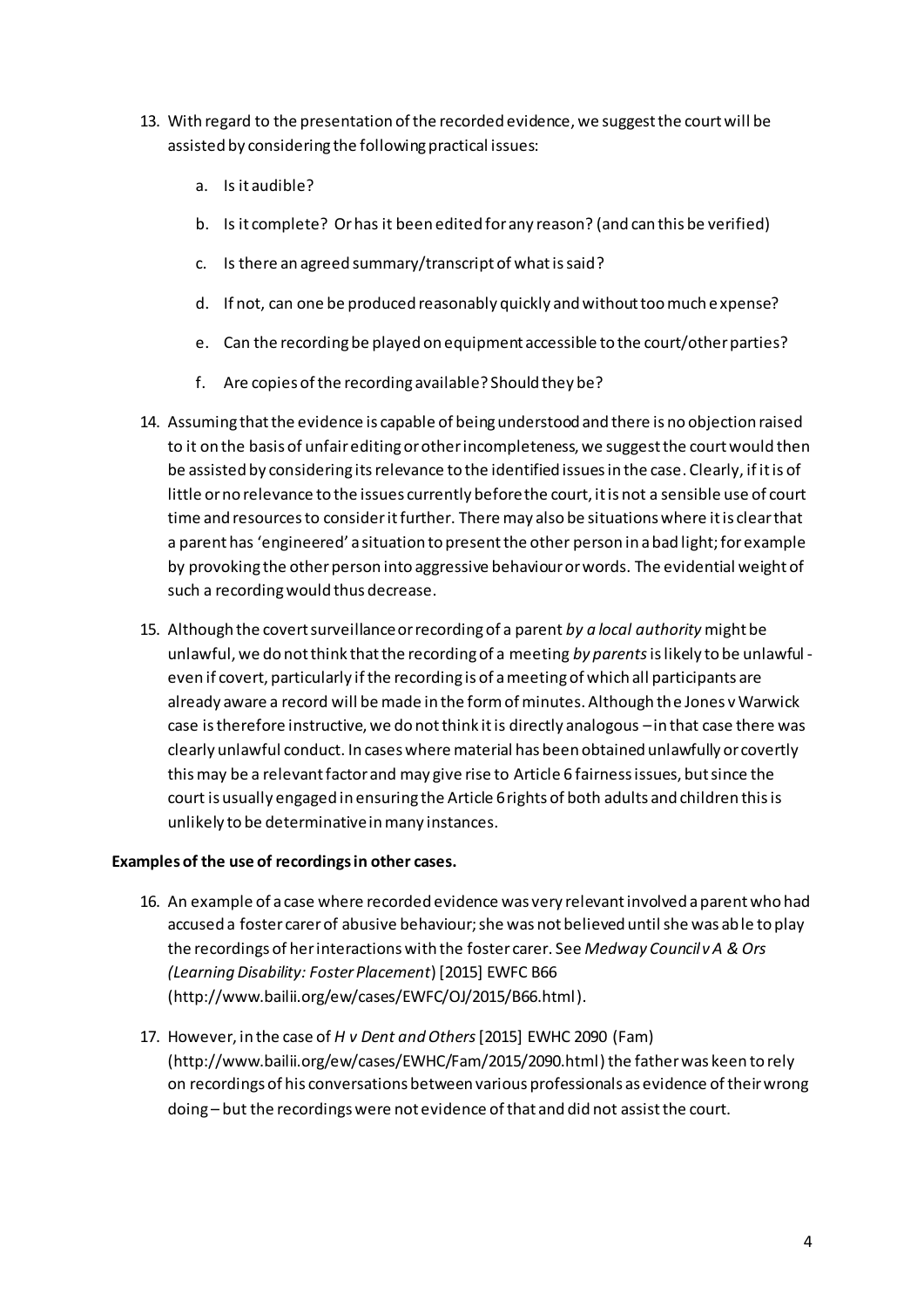13. With regard to the presentation of the recorded evidence, we suggest the court will be assisted by considering the following practical issues:

    a. Is it audible?

    b. Is it complete? Or has it been edited for any reason? (and can this be verified)

    c. Is there an agreed summary/transcript of what is said?

    d. If not, can one be produced reasonably quickly and without too much expense?

    e. Can the recording be played on equipment accessible to the court/other parties?

    f. Are copies of the recording available? Should they be?

14. Assuming that the evidence is capable of being understood and there is no objection raised to it on the basis of unfair editing or other incompleteness, we suggest the court would then be assisted by considering its relevance to the identified issues in the case. Clearly, if it is of little or no relevance to the issues currently before the court, it is not a sensible use of court time and resources to consider it further. There may also be situations where it is clear that a parent has 'engineered' a situation to present the other person in a bad light; for example by provoking the other person into aggressive behaviour or words. The evidential weight of such a recording would thus decrease.

15. Although the covert surveillance or recording of a parent *by a local authority* might be unlawful, we do not think that the recording of a meeting *by parents* is likely to be unlawful - even if covert, particularly if the recording is of a meeting of which all participants are already aware a record will be made in the form of minutes. Although the Jones v Warwick case is therefore instructive, we do not think it is directly analogous – in that case there was clearly unlawful conduct. In cases where material has been obtained unlawfully or covertly this may be a relevant factor and may give rise to Article 6 fairness issues, but since the court is usually engaged in ensuring the Article 6 rights of both adults and children this is unlikely to be determinative in many instances.

**Examples of the use of recordings in other cases.**

16. An example of a case where recorded evidence was very relevant involved a parent who had accused a foster carer of abusive behaviour; she was not believed until she was able to play the recordings of her interactions with the foster carer. See *Medway Council v A & Ors (Learning Disability: Foster Placement*) [2015] EWFC B66 (http://www.bailii.org/ew/cases/EWFC/OJ/2015/B66.html).

17. However, in the case of *H v Dent and Others* [2015] EWHC 2090 (Fam) (http://www.bailii.org/ew/cases/EWHC/Fam/2015/2090.html) the father was keen to rely on recordings of his conversations between various professionals as evidence of their wrong doing – but the recordings were not evidence of that and did not assist the court.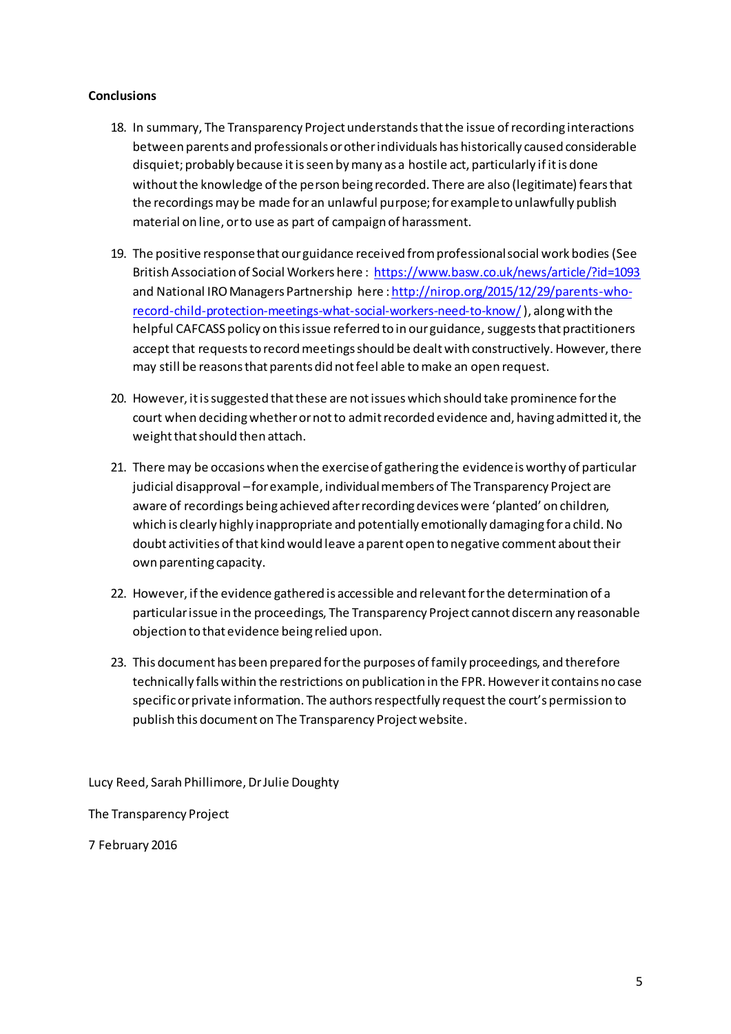**Conclusions**

18. In summary, The Transparency Project understands that the issue of recording interactions between parents and professionals or other individuals has historically caused considerable disquiet; probably because it is seen by many as a hostile act, particularly if it is done without the knowledge of the person being recorded. There are also (legitimate) fears that the recordings may be made for an unlawful purpose; for example to unlawfully publish material on line, or to use as part of campaign of harassment.

19. The positive response that our guidance received from professional social work bodies (See British Association of Social Workers here : https://www.basw.co.uk/news/article/?id=1093 and National IRO Managers Partnership here : http://nirop.org/2015/12/29/parents-who-record-child-protection-meetings-what-social-workers-need-to-know/ ), along with the helpful CAFCASS policy on this issue referred to in our guidance, suggests that practitioners accept that requests to record meetings should be dealt with constructively. However, there may still be reasons that parents did not feel able to make an open request.

20. However, it is suggested that these are not issues which should take prominence for the court when deciding whether or not to admit recorded evidence and, having admitted it, the weight that should then attach.

21. There may be occasions when the exercise of gathering the evidence is worthy of particular judicial disapproval – for example, individual members of The Transparency Project are aware of recordings being achieved after recording devices were 'planted' on children, which is clearly highly inappropriate and potentially emotionally damaging for a child. No doubt activities of that kind would leave a parent open to negative comment about their own parenting capacity.

22. However, if the evidence gathered is accessible and relevant for the determination of a particular issue in the proceedings, The Transparency Project cannot discern any reasonable objection to that evidence being relied upon.

23. This document has been prepared for the purposes of family proceedings, and therefore technically falls within the restrictions on publication in the FPR. However it contains no case specific or private information. The authors respectfully request the court's permission to publish this document on The Transparency Project website.

Lucy Reed, Sarah Phillimore, Dr Julie Doughty

The Transparency Project

7 February 2016